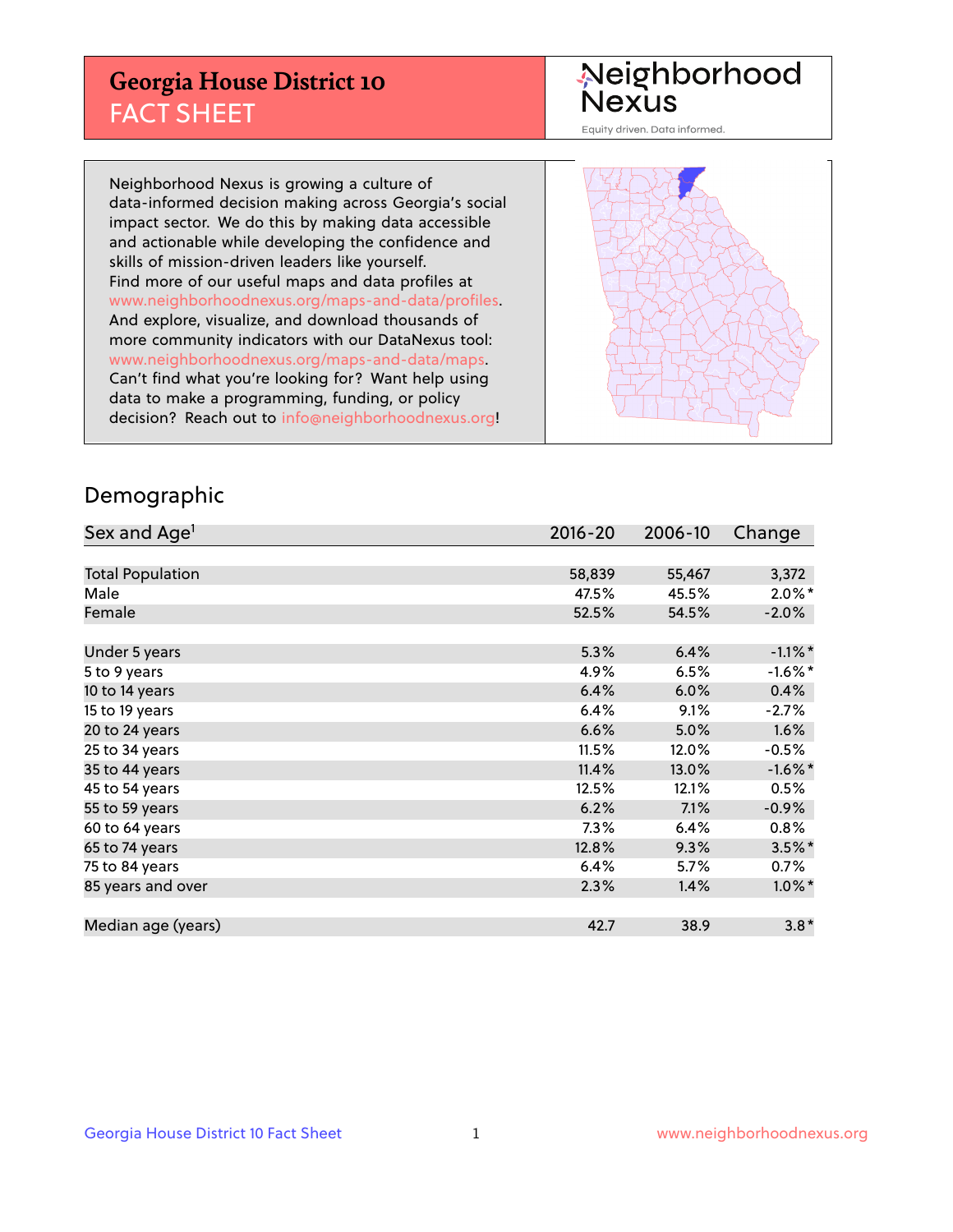# Georgia House District 10
## FACT SHEET

Neighborhood Nexus
Equity driven. Data informed.

Neighborhood Nexus is growing a culture of data-informed decision making across Georgia's social impact sector. We do this by making data accessible and actionable while developing the confidence and skills of mission-driven leaders like yourself. Find more of our useful maps and data profiles at www.neighborhoodnexus.org/maps-and-data/profiles. And explore, visualize, and download thousands of more community indicators with our DataNexus tool: www.neighborhoodnexus.org/maps-and-data/maps. Can't find what you're looking for? Want help using data to make a programming, funding, or policy decision? Reach out to info@neighborhoodnexus.org!

## Demographic

| Sex and Age[1] | 2016-20 | 2006-10 | Change |
|---|---|---|---|
| Total Population | 58,839 | 55,467 | 3,372 |
| Male | 47.5% | 45.5% | 2.0%* |
| Female | 52.5% | 54.5% | -2.0% |
| Under 5 years | 5.3% | 6.4% | -1.1%* |
| 5 to 9 years | 4.9% | 6.5% | -1.6%* |
| 10 to 14 years | 6.4% | 6.0% | 0.4% |
| 15 to 19 years | 6.4% | 9.1% | -2.7% |
| 20 to 24 years | 6.6% | 5.0% | 1.6% |
| 25 to 34 years | 11.5% | 12.0% | -0.5% |
| 35 to 44 years | 11.4% | 13.0% | -1.6%* |
| 45 to 54 years | 12.5% | 12.1% | 0.5% |
| 55 to 59 years | 6.2% | 7.1% | -0.9% |
| 60 to 64 years | 7.3% | 6.4% | 0.8% |
| 65 to 74 years | 12.8% | 9.3% | 3.5%* |
| 75 to 84 years | 6.4% | 5.7% | 0.7% |
| 85 years and over | 2.3% | 1.4% | 1.0%* |
| Median age (years) | 42.7 | 38.9 | 3.8* |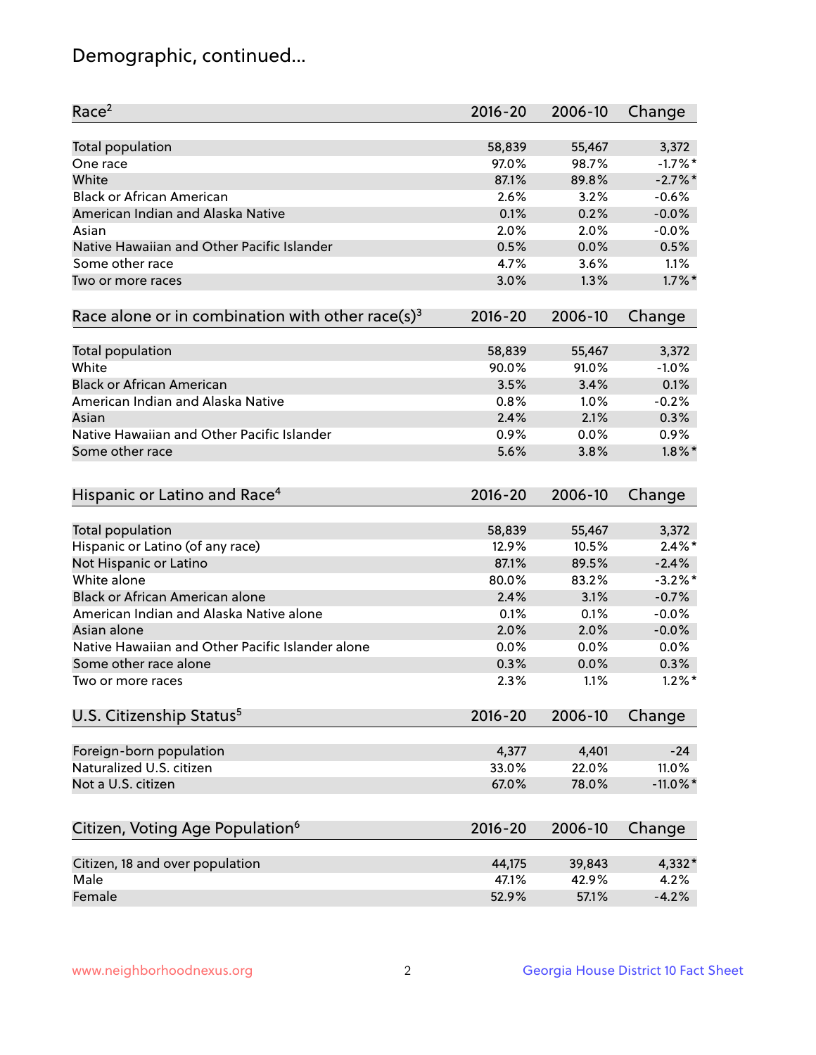# Demographic, continued...

| Race[2] | 2016-20 | 2006-10 | Change |
|---|---|---|---|
| Total population | 58,839 | 55,467 | 3,372 |
| One race | 97.0% | 98.7% | -1.7%* |
| White | 87.1% | 89.8% | -2.7%* |
| Black or African American | 2.6% | 3.2% | -0.6% |
| American Indian and Alaska Native | 0.1% | 0.2% | -0.0% |
| Asian | 2.0% | 2.0% | -0.0% |
| Native Hawaiian and Other Pacific Islander | 0.5% | 0.0% | 0.5% |
| Some other race | 4.7% | 3.6% | 1.1% |
| Two or more races | 3.0% | 1.3% | 1.7%* |

| Race alone or in combination with other race(s)[3] | 2016-20 | 2006-10 | Change |
|---|---|---|---|
| Total population | 58,839 | 55,467 | 3,372 |
| White | 90.0% | 91.0% | -1.0% |
| Black or African American | 3.5% | 3.4% | 0.1% |
| American Indian and Alaska Native | 0.8% | 1.0% | -0.2% |
| Asian | 2.4% | 2.1% | 0.3% |
| Native Hawaiian and Other Pacific Islander | 0.9% | 0.0% | 0.9% |
| Some other race | 5.6% | 3.8% | 1.8%* |

| Hispanic or Latino and Race[4] | 2016-20 | 2006-10 | Change |
|---|---|---|---|
| Total population | 58,839 | 55,467 | 3,372 |
| Hispanic or Latino (of any race) | 12.9% | 10.5% | 2.4%* |
| Not Hispanic or Latino | 87.1% | 89.5% | -2.4% |
| White alone | 80.0% | 83.2% | -3.2%* |
| Black or African American alone | 2.4% | 3.1% | -0.7% |
| American Indian and Alaska Native alone | 0.1% | 0.1% | -0.0% |
| Asian alone | 2.0% | 2.0% | -0.0% |
| Native Hawaiian and Other Pacific Islander alone | 0.0% | 0.0% | 0.0% |
| Some other race alone | 0.3% | 0.0% | 0.3% |
| Two or more races | 2.3% | 1.1% | 1.2%* |

| U.S. Citizenship Status[5] | 2016-20 | 2006-10 | Change |
|---|---|---|---|
| Foreign-born population | 4,377 | 4,401 | -24 |
| Naturalized U.S. citizen | 33.0% | 22.0% | 11.0% |
| Not a U.S. citizen | 67.0% | 78.0% | -11.0%* |

| Citizen, Voting Age Population[6] | 2016-20 | 2006-10 | Change |
|---|---|---|---|
| Citizen, 18 and over population | 44,175 | 39,843 | 4,332* |
| Male | 47.1% | 42.9% | 4.2% |
| Female | 52.9% | 57.1% | -4.2% |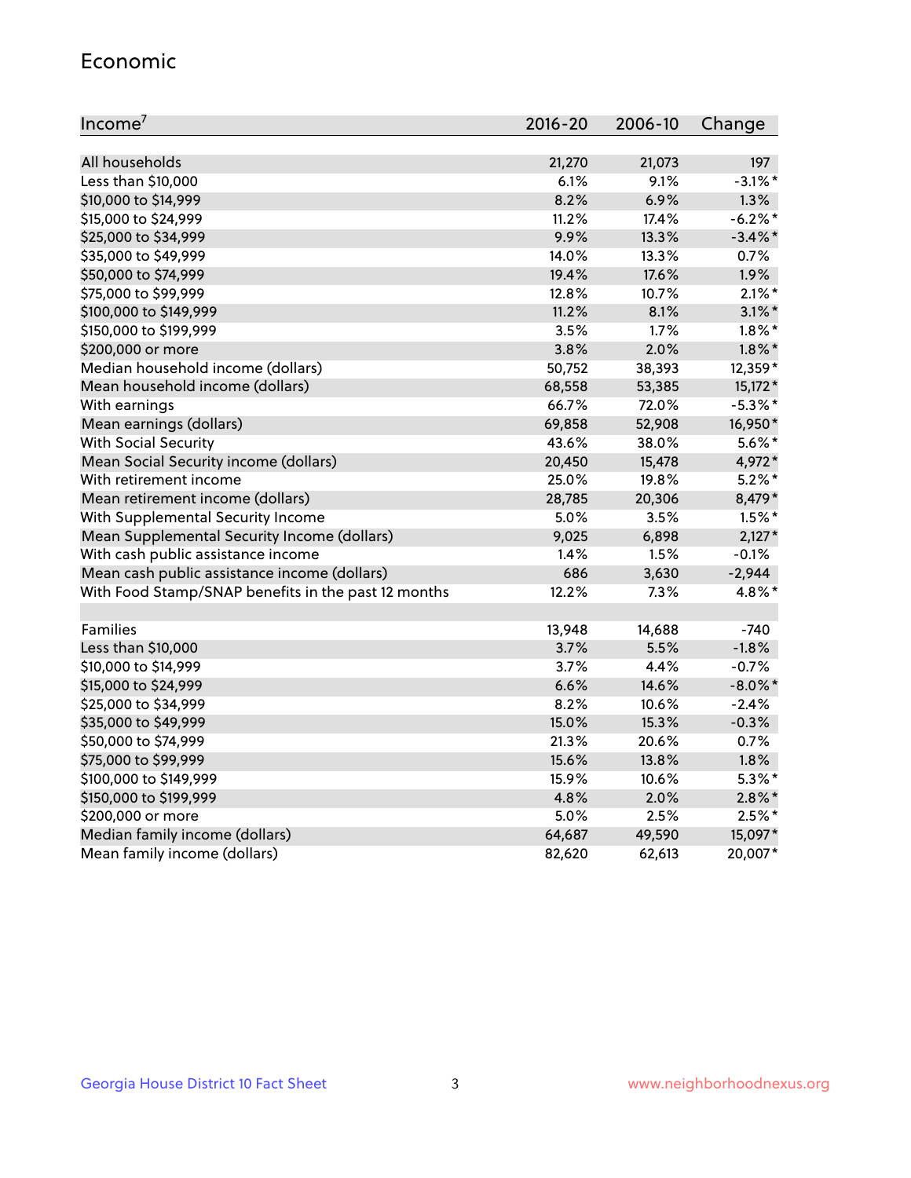## Economic

| Income[7] | 2016-20 | 2006-10 | Change |
|---|---|---|---|
| All households | 21,270 | 21,073 | 197 |
| Less than $10,000 | 6.1% | 9.1% | -3.1%* |
| $10,000 to $14,999 | 8.2% | 6.9% | 1.3% |
| $15,000 to $24,999 | 11.2% | 17.4% | -6.2%* |
| $25,000 to $34,999 | 9.9% | 13.3% | -3.4%* |
| $35,000 to $49,999 | 14.0% | 13.3% | 0.7% |
| $50,000 to $74,999 | 19.4% | 17.6% | 1.9% |
| $75,000 to $99,999 | 12.8% | 10.7% | 2.1%* |
| $100,000 to $149,999 | 11.2% | 8.1% | 3.1%* |
| $150,000 to $199,999 | 3.5% | 1.7% | 1.8%* |
| $200,000 or more | 3.8% | 2.0% | 1.8%* |
| Median household income (dollars) | 50,752 | 38,393 | 12,359* |
| Mean household income (dollars) | 68,558 | 53,385 | 15,172* |
| With earnings | 66.7% | 72.0% | -5.3%* |
| Mean earnings (dollars) | 69,858 | 52,908 | 16,950* |
| With Social Security | 43.6% | 38.0% | 5.6%* |
| Mean Social Security income (dollars) | 20,450 | 15,478 | 4,972* |
| With retirement income | 25.0% | 19.8% | 5.2%* |
| Mean retirement income (dollars) | 28,785 | 20,306 | 8,479* |
| With Supplemental Security Income | 5.0% | 3.5% | 1.5%* |
| Mean Supplemental Security Income (dollars) | 9,025 | 6,898 | 2,127* |
| With cash public assistance income | 1.4% | 1.5% | -0.1% |
| Mean cash public assistance income (dollars) | 686 | 3,630 | -2,944 |
| With Food Stamp/SNAP benefits in the past 12 months | 12.2% | 7.3% | 4.8%* |
| | | | |
| Families | 13,948 | 14,688 | -740 |
| Less than $10,000 | 3.7% | 5.5% | -1.8% |
| $10,000 to $14,999 | 3.7% | 4.4% | -0.7% |
| $15,000 to $24,999 | 6.6% | 14.6% | -8.0%* |
| $25,000 to $34,999 | 8.2% | 10.6% | -2.4% |
| $35,000 to $49,999 | 15.0% | 15.3% | -0.3% |
| $50,000 to $74,999 | 21.3% | 20.6% | 0.7% |
| $75,000 to $99,999 | 15.6% | 13.8% | 1.8% |
| $100,000 to $149,999 | 15.9% | 10.6% | 5.3%* |
| $150,000 to $199,999 | 4.8% | 2.0% | 2.8%* |
| $200,000 or more | 5.0% | 2.5% | 2.5%* |
| Median family income (dollars) | 64,687 | 49,590 | 15,097* |
| Mean family income (dollars) | 82,620 | 62,613 | 20,007* |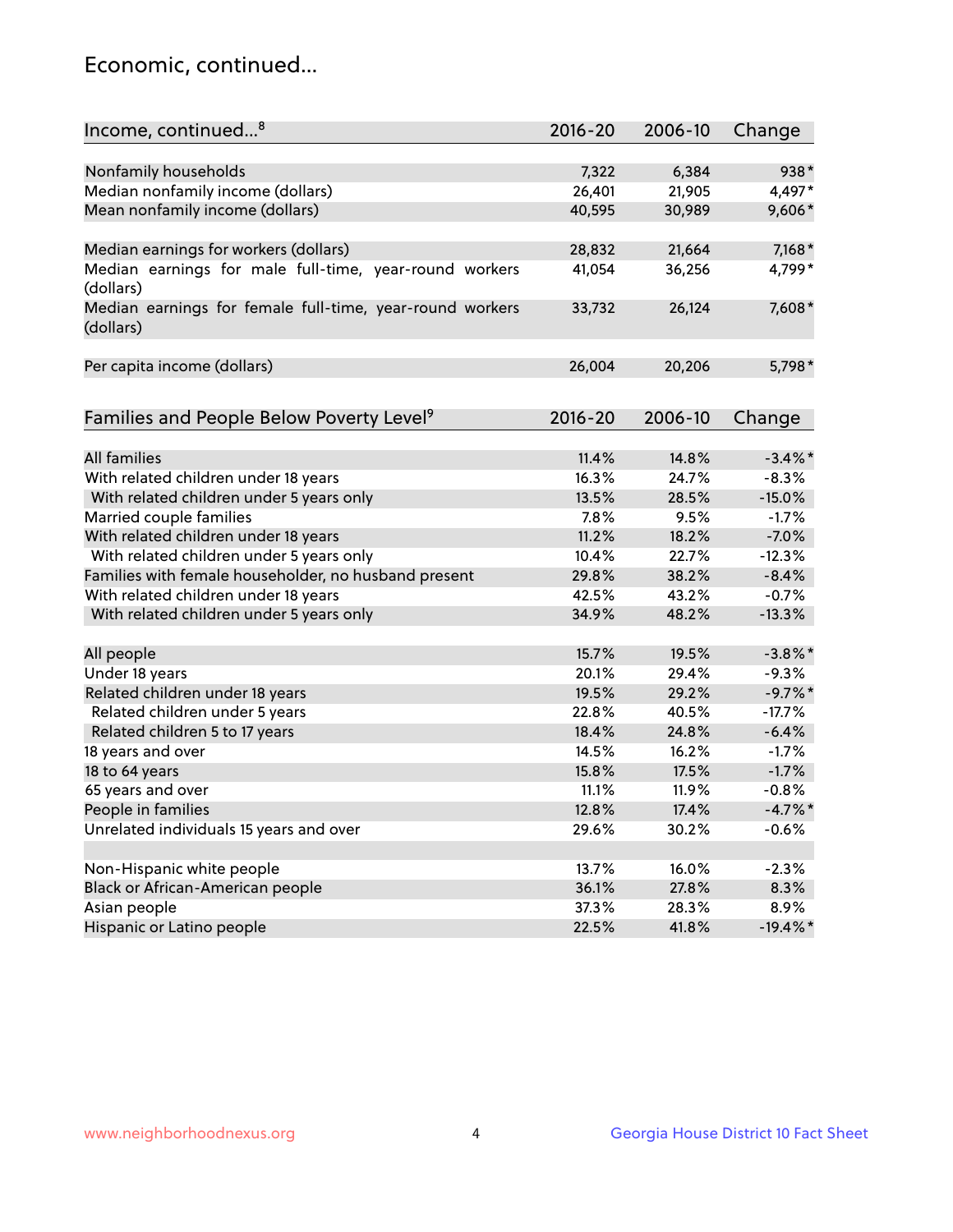# Economic, continued...

| Income, continued...[8] | 2016-20 | 2006-10 | Change |
|---|---|---|---|
| Nonfamily households | 7,322 | 6,384 | 938* |
| Median nonfamily income (dollars) | 26,401 | 21,905 | 4,497* |
| Mean nonfamily income (dollars) | 40,595 | 30,989 | 9,606* |
| Median earnings for workers (dollars) | 28,832 | 21,664 | 7,168* |
| Median earnings for male full-time, year-round workers (dollars) | 41,054 | 36,256 | 4,799* |
| Median earnings for female full-time, year-round workers (dollars) | 33,732 | 26,124 | 7,608* |
| Per capita income (dollars) | 26,004 | 20,206 | 5,798* |

| Families and People Below Poverty Level[9] | 2016-20 | 2006-10 | Change |
|---|---|---|---|
| All families | 11.4% | 14.8% | -3.4%* |
| With related children under 18 years | 16.3% | 24.7% | -8.3% |
| With related children under 5 years only | 13.5% | 28.5% | -15.0% |
| Married couple families | 7.8% | 9.5% | -1.7% |
| With related children under 18 years | 11.2% | 18.2% | -7.0% |
| With related children under 5 years only | 10.4% | 22.7% | -12.3% |
| Families with female householder, no husband present | 29.8% | 38.2% | -8.4% |
| With related children under 18 years | 42.5% | 43.2% | -0.7% |
| With related children under 5 years only | 34.9% | 48.2% | -13.3% |
| All people | 15.7% | 19.5% | -3.8%* |
| Under 18 years | 20.1% | 29.4% | -9.3% |
| Related children under 18 years | 19.5% | 29.2% | -9.7%* |
| Related children under 5 years | 22.8% | 40.5% | -17.7% |
| Related children 5 to 17 years | 18.4% | 24.8% | -6.4% |
| 18 years and over | 14.5% | 16.2% | -1.7% |
| 18 to 64 years | 15.8% | 17.5% | -1.7% |
| 65 years and over | 11.1% | 11.9% | -0.8% |
| People in families | 12.8% | 17.4% | -4.7%* |
| Unrelated individuals 15 years and over | 29.6% | 30.2% | -0.6% |
| Non-Hispanic white people | 13.7% | 16.0% | -2.3% |
| Black or African-American people | 36.1% | 27.8% | 8.3% |
| Asian people | 37.3% | 28.3% | 8.9% |
| Hispanic or Latino people | 22.5% | 41.8% | -19.4%* |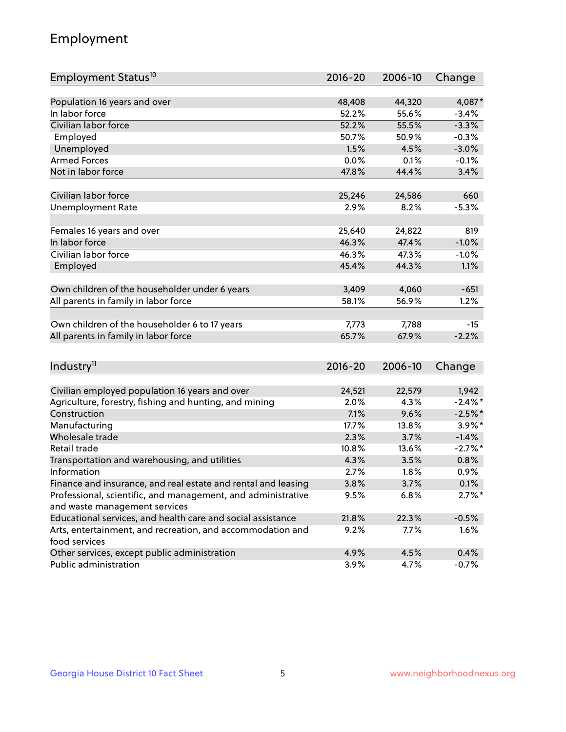## Employment

| Employment Status[10] | 2016-20 | 2006-10 | Change |
|---|---|---|---|
| Population 16 years and over | 48,408 | 44,320 | 4,087* |
| In labor force | 52.2% | 55.6% | -3.4% |
| Civilian labor force | 52.2% | 55.5% | -3.3% |
| Employed | 50.7% | 50.9% | -0.3% |
| Unemployed | 1.5% | 4.5% | -3.0% |
| Armed Forces | 0.0% | 0.1% | -0.1% |
| Not in labor force | 47.8% | 44.4% | 3.4% |
| | | | |
| Civilian labor force | 25,246 | 24,586 | 660 |
| Unemployment Rate | 2.9% | 8.2% | -5.3% |
| | | | |
| Females 16 years and over | 25,640 | 24,822 | 819 |
| In labor force | 46.3% | 47.4% | -1.0% |
| Civilian labor force | 46.3% | 47.3% | -1.0% |
| Employed | 45.4% | 44.3% | 1.1% |
| | | | |
| Own children of the householder under 6 years | 3,409 | 4,060 | -651 |
| All parents in family in labor force | 58.1% | 56.9% | 1.2% |
| | | | |
| Own children of the householder 6 to 17 years | 7,773 | 7,788 | -15 |
| All parents in family in labor force | 65.7% | 67.9% | -2.2% |

| Industry[11] | 2016-20 | 2006-10 | Change |
|---|---|---|---|
| Civilian employed population 16 years and over | 24,521 | 22,579 | 1,942 |
| Agriculture, forestry, fishing and hunting, and mining | 2.0% | 4.3% | -2.4%* |
| Construction | 7.1% | 9.6% | -2.5%* |
| Manufacturing | 17.7% | 13.8% | 3.9%* |
| Wholesale trade | 2.3% | 3.7% | -1.4% |
| Retail trade | 10.8% | 13.6% | -2.7%* |
| Transportation and warehousing, and utilities | 4.3% | 3.5% | 0.8% |
| Information | 2.7% | 1.8% | 0.9% |
| Finance and insurance, and real estate and rental and leasing | 3.8% | 3.7% | 0.1% |
| Professional, scientific, and management, and administrative and waste management services | 9.5% | 6.8% | 2.7%* |
| Educational services, and health care and social assistance | 21.8% | 22.3% | -0.5% |
| Arts, entertainment, and recreation, and accommodation and food services | 9.2% | 7.7% | 1.6% |
| Other services, except public administration | 4.9% | 4.5% | 0.4% |
| Public administration | 3.9% | 4.7% | -0.7% |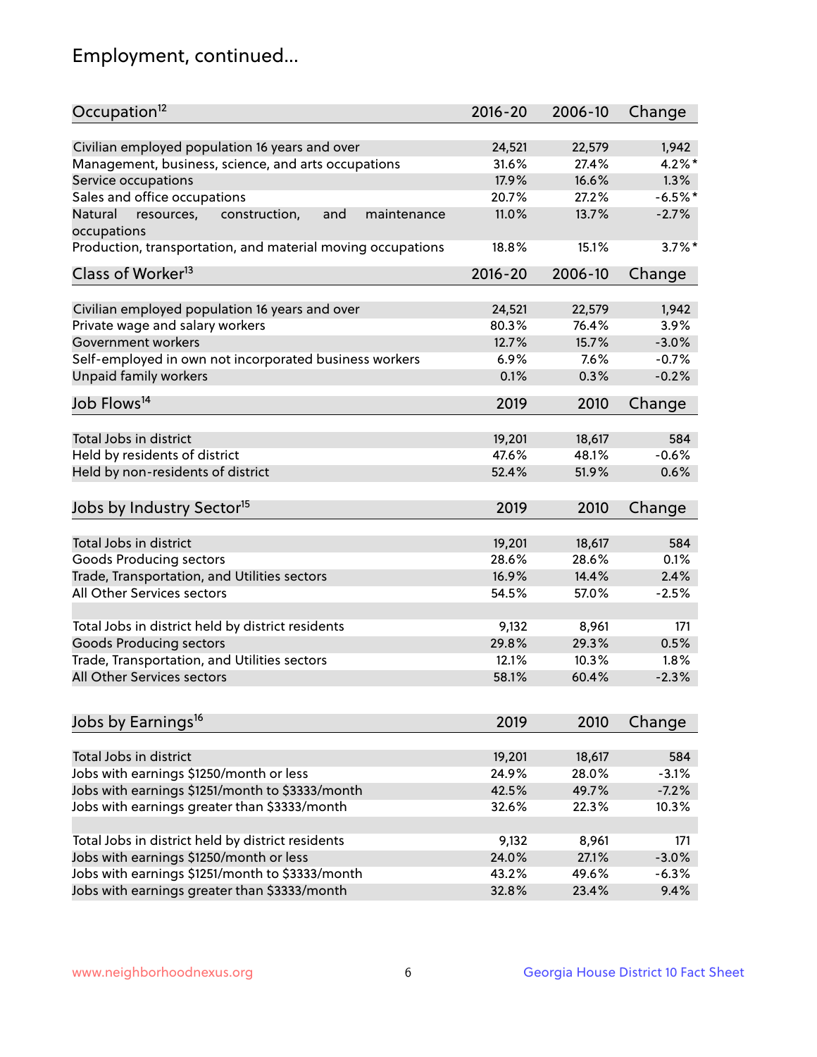## Employment, continued...

| Occupation[12] | 2016-20 | 2006-10 | Change |
|---|---|---|---|
| Civilian employed population 16 years and over | 24,521 | 22,579 | 1,942 |
| Management, business, science, and arts occupations | 31.6% | 27.4% | 4.2%* |
| Service occupations | 17.9% | 16.6% | 1.3% |
| Sales and office occupations | 20.7% | 27.2% | -6.5%* |
| Natural resources, construction, and maintenance occupations | 11.0% | 13.7% | -2.7% |
| Production, transportation, and material moving occupations | 18.8% | 15.1% | 3.7%* |

| Class of Worker[13] | 2016-20 | 2006-10 | Change |
|---|---|---|---|
| Civilian employed population 16 years and over | 24,521 | 22,579 | 1,942 |
| Private wage and salary workers | 80.3% | 76.4% | 3.9% |
| Government workers | 12.7% | 15.7% | -3.0% |
| Self-employed in own not incorporated business workers | 6.9% | 7.6% | -0.7% |
| Unpaid family workers | 0.1% | 0.3% | -0.2% |

| Job Flows[14] | 2019 | 2010 | Change |
|---|---|---|---|
| Total Jobs in district | 19,201 | 18,617 | 584 |
| Held by residents of district | 47.6% | 48.1% | -0.6% |
| Held by non-residents of district | 52.4% | 51.9% | 0.6% |

| Jobs by Industry Sector[15] | 2019 | 2010 | Change |
|---|---|---|---|
| Total Jobs in district | 19,201 | 18,617 | 584 |
| Goods Producing sectors | 28.6% | 28.6% | 0.1% |
| Trade, Transportation, and Utilities sectors | 16.9% | 14.4% | 2.4% |
| All Other Services sectors | 54.5% | 57.0% | -2.5% |
| | | | |
| Total Jobs in district held by district residents | 9,132 | 8,961 | 171 |
| Goods Producing sectors | 29.8% | 29.3% | 0.5% |
| Trade, Transportation, and Utilities sectors | 12.1% | 10.3% | 1.8% |
| All Other Services sectors | 58.1% | 60.4% | -2.3% |

| Jobs by Earnings[16] | 2019 | 2010 | Change |
|---|---|---|---|
| Total Jobs in district | 19,201 | 18,617 | 584 |
| Jobs with earnings $1250/month or less | 24.9% | 28.0% | -3.1% |
| Jobs with earnings $1251/month to $3333/month | 42.5% | 49.7% | -7.2% |
| Jobs with earnings greater than $3333/month | 32.6% | 22.3% | 10.3% |
| | | | |
| Total Jobs in district held by district residents | 9,132 | 8,961 | 171 |
| Jobs with earnings $1250/month or less | 24.0% | 27.1% | -3.0% |
| Jobs with earnings $1251/month to $3333/month | 43.2% | 49.6% | -6.3% |
| Jobs with earnings greater than $3333/month | 32.8% | 23.4% | 9.4% |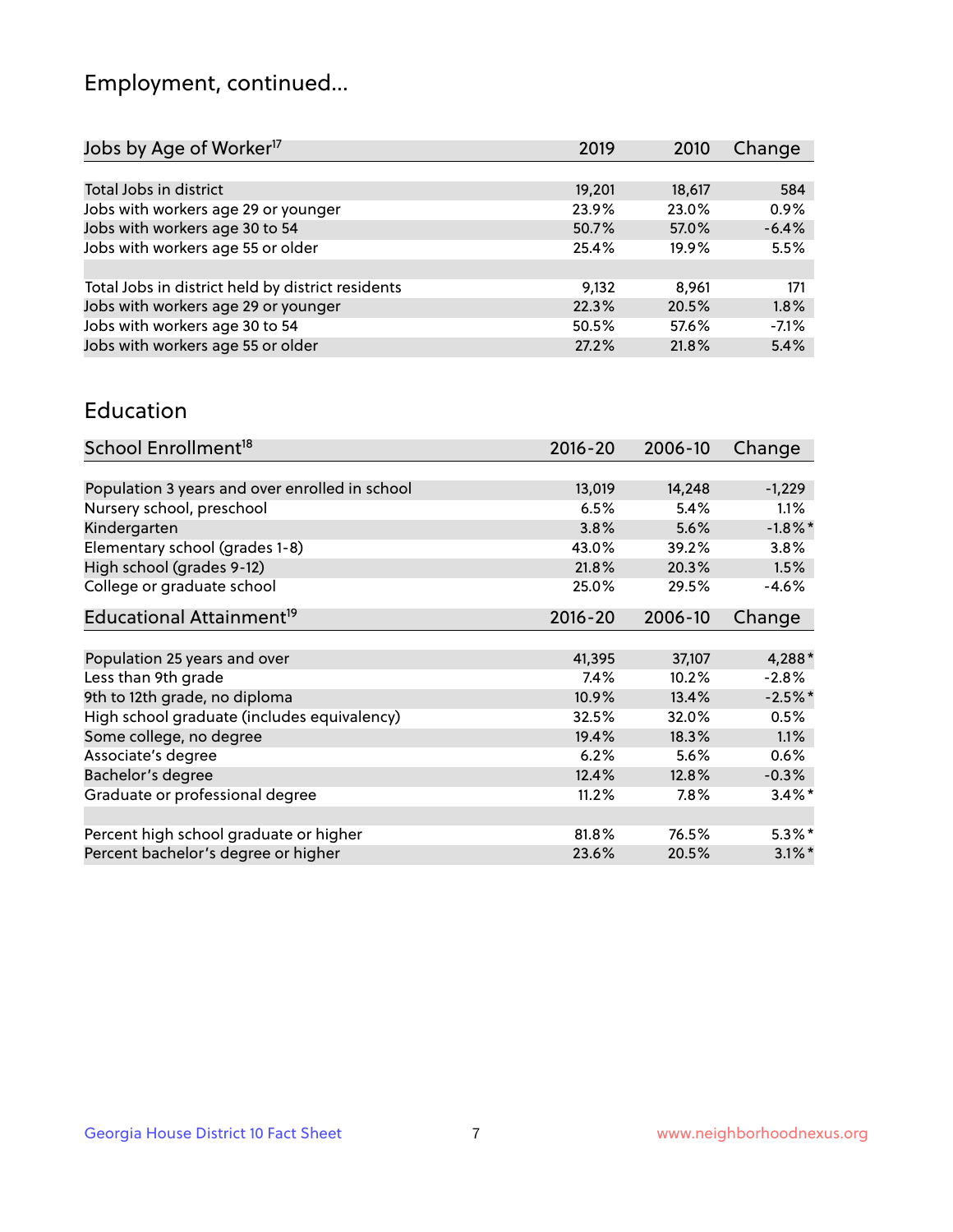## Employment, continued...

| Jobs by Age of Worker[17] | 2019 | 2010 | Change |
|---|---|---|---|
| Total Jobs in district | 19,201 | 18,617 | 584 |
| Jobs with workers age 29 or younger | 23.9% | 23.0% | 0.9% |
| Jobs with workers age 30 to 54 | 50.7% | 57.0% | -6.4% |
| Jobs with workers age 55 or older | 25.4% | 19.9% | 5.5% |
| | | | |
| Total Jobs in district held by district residents | 9,132 | 8,961 | 171 |
| Jobs with workers age 29 or younger | 22.3% | 20.5% | 1.8% |
| Jobs with workers age 30 to 54 | 50.5% | 57.6% | -7.1% |
| Jobs with workers age 55 or older | 27.2% | 21.8% | 5.4% |

## Education

| School Enrollment[18] | 2016-20 | 2006-10 | Change |
|---|---|---|---|
| Population 3 years and over enrolled in school | 13,019 | 14,248 | -1,229 |
| Nursery school, preschool | 6.5% | 5.4% | 1.1% |
| Kindergarten | 3.8% | 5.6% | -1.8%* |
| Elementary school (grades 1-8) | 43.0% | 39.2% | 3.8% |
| High school (grades 9-12) | 21.8% | 20.3% | 1.5% |
| College or graduate school | 25.0% | 29.5% | -4.6% |

| Educational Attainment[19] | 2016-20 | 2006-10 | Change |
|---|---|---|---|
| Population 25 years and over | 41,395 | 37,107 | 4,288* |
| Less than 9th grade | 7.4% | 10.2% | -2.8% |
| 9th to 12th grade, no diploma | 10.9% | 13.4% | -2.5%* |
| High school graduate (includes equivalency) | 32.5% | 32.0% | 0.5% |
| Some college, no degree | 19.4% | 18.3% | 1.1% |
| Associate's degree | 6.2% | 5.6% | 0.6% |
| Bachelor's degree | 12.4% | 12.8% | -0.3% |
| Graduate or professional degree | 11.2% | 7.8% | 3.4%* |
| | | | |
| Percent high school graduate or higher | 81.8% | 76.5% | 5.3%* |
| Percent bachelor's degree or higher | 23.6% | 20.5% | 3.1%* |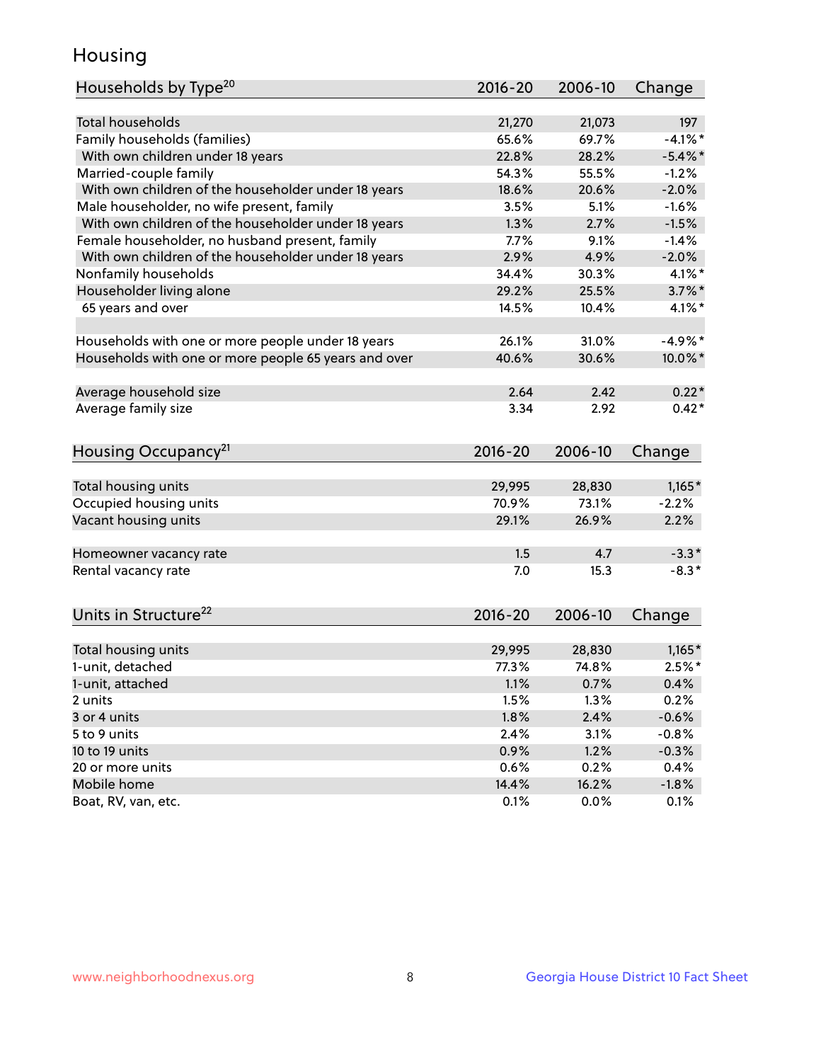# Housing

| Households by Type[20] | 2016-20 | 2006-10 | Change |
|---|---|---|---|
| Total households | 21,270 | 21,073 | 197 |
| Family households (families) | 65.6% | 69.7% | -4.1%* |
| With own children under 18 years | 22.8% | 28.2% | -5.4%* |
| Married-couple family | 54.3% | 55.5% | -1.2% |
| With own children of the householder under 18 years | 18.6% | 20.6% | -2.0% |
| Male householder, no wife present, family | 3.5% | 5.1% | -1.6% |
| With own children of the householder under 18 years | 1.3% | 2.7% | -1.5% |
| Female householder, no husband present, family | 7.7% | 9.1% | -1.4% |
| With own children of the householder under 18 years | 2.9% | 4.9% | -2.0% |
| Nonfamily households | 34.4% | 30.3% | 4.1%* |
| Householder living alone | 29.2% | 25.5% | 3.7%* |
| 65 years and over | 14.5% | 10.4% | 4.1%* |
| | | | |
| Households with one or more people under 18 years | 26.1% | 31.0% | -4.9%* |
| Households with one or more people 65 years and over | 40.6% | 30.6% | 10.0%* |
| | | | |
| Average household size | 2.64 | 2.42 | 0.22* |
| Average family size | 3.34 | 2.92 | 0.42* |

| Housing Occupancy[21] | 2016-20 | 2006-10 | Change |
|---|---|---|---|
| Total housing units | 29,995 | 28,830 | 1,165* |
| Occupied housing units | 70.9% | 73.1% | -2.2% |
| Vacant housing units | 29.1% | 26.9% | 2.2% |
| | | | |
| Homeowner vacancy rate | 1.5 | 4.7 | -3.3* |
| Rental vacancy rate | 7.0 | 15.3 | -8.3* |

| Units in Structure[22] | 2016-20 | 2006-10 | Change |
|---|---|---|---|
| Total housing units | 29,995 | 28,830 | 1,165* |
| 1-unit, detached | 77.3% | 74.8% | 2.5%* |
| 1-unit, attached | 1.1% | 0.7% | 0.4% |
| 2 units | 1.5% | 1.3% | 0.2% |
| 3 or 4 units | 1.8% | 2.4% | -0.6% |
| 5 to 9 units | 2.4% | 3.1% | -0.8% |
| 10 to 19 units | 0.9% | 1.2% | -0.3% |
| 20 or more units | 0.6% | 0.2% | 0.4% |
| Mobile home | 14.4% | 16.2% | -1.8% |
| Boat, RV, van, etc. | 0.1% | 0.0% | 0.1% |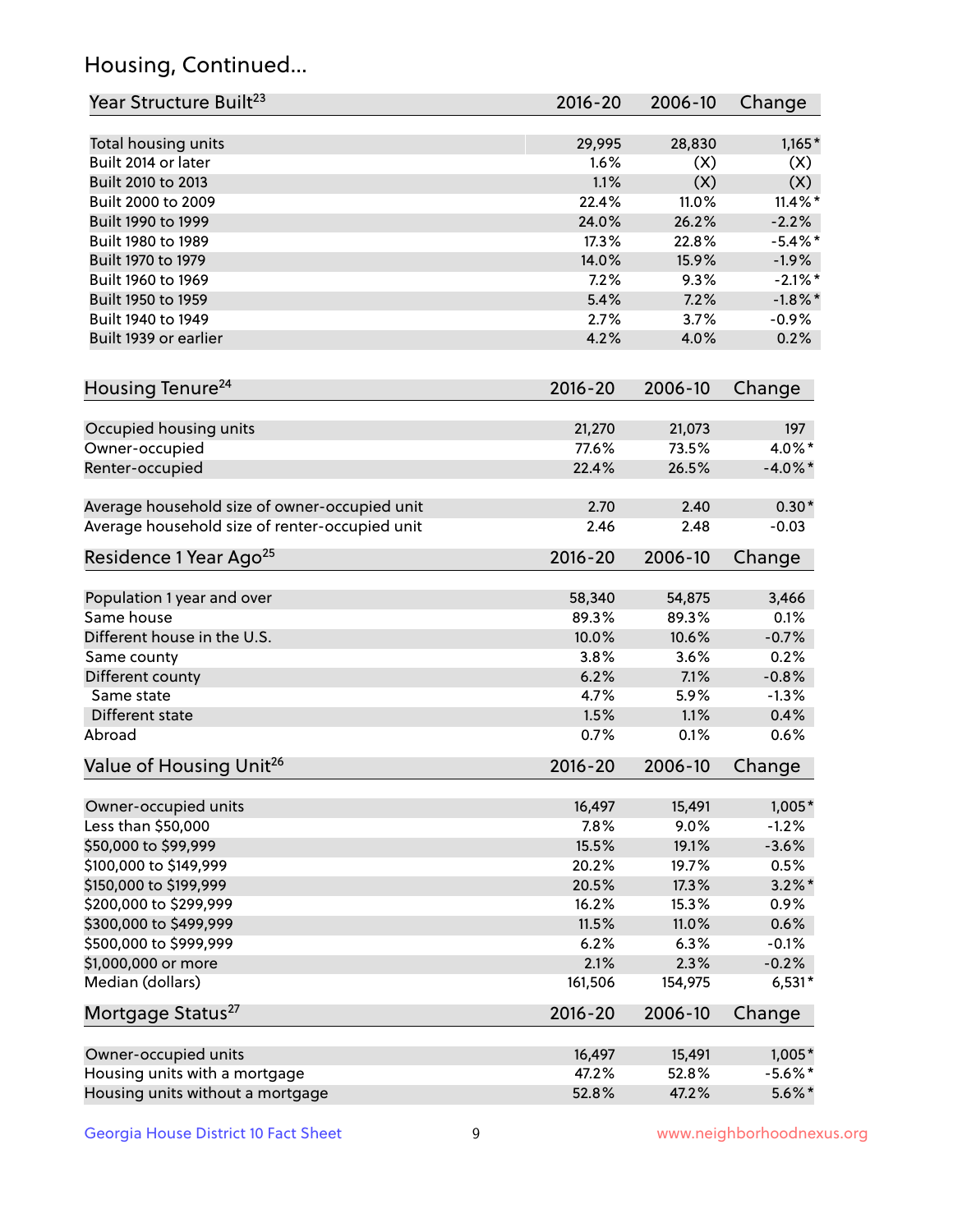## Housing, Continued...

| Year Structure Built[23] | 2016-20 | 2006-10 | Change |
|---|---|---|---|
| Total housing units | 29,995 | 28,830 | 1,165* |
| Built 2014 or later | 1.6% | (X) | (X) |
| Built 2010 to 2013 | 1.1% | (X) | (X) |
| Built 2000 to 2009 | 22.4% | 11.0% | 11.4%* |
| Built 1990 to 1999 | 24.0% | 26.2% | -2.2% |
| Built 1980 to 1989 | 17.3% | 22.8% | -5.4%* |
| Built 1970 to 1979 | 14.0% | 15.9% | -1.9% |
| Built 1960 to 1969 | 7.2% | 9.3% | -2.1%* |
| Built 1950 to 1959 | 5.4% | 7.2% | -1.8%* |
| Built 1940 to 1949 | 2.7% | 3.7% | -0.9% |
| Built 1939 or earlier | 4.2% | 4.0% | 0.2% |

| Housing Tenure[24] | 2016-20 | 2006-10 | Change |
|---|---|---|---|
| Occupied housing units | 21,270 | 21,073 | 197 |
| Owner-occupied | 77.6% | 73.5% | 4.0%* |
| Renter-occupied | 22.4% | 26.5% | -4.0%* |
| Average household size of owner-occupied unit | 2.70 | 2.40 | 0.30* |
| Average household size of renter-occupied unit | 2.46 | 2.48 | -0.03 |

| Residence 1 Year Ago[25] | 2016-20 | 2006-10 | Change |
|---|---|---|---|
| Population 1 year and over | 58,340 | 54,875 | 3,466 |
| Same house | 89.3% | 89.3% | 0.1% |
| Different house in the U.S. | 10.0% | 10.6% | -0.7% |
| Same county | 3.8% | 3.6% | 0.2% |
| Different county | 6.2% | 7.1% | -0.8% |
| Same state | 4.7% | 5.9% | -1.3% |
| Different state | 1.5% | 1.1% | 0.4% |
| Abroad | 0.7% | 0.1% | 0.6% |

| Value of Housing Unit[26] | 2016-20 | 2006-10 | Change |
|---|---|---|---|
| Owner-occupied units | 16,497 | 15,491 | 1,005* |
| Less than $50,000 | 7.8% | 9.0% | -1.2% |
| $50,000 to $99,999 | 15.5% | 19.1% | -3.6% |
| $100,000 to $149,999 | 20.2% | 19.7% | 0.5% |
| $150,000 to $199,999 | 20.5% | 17.3% | 3.2%* |
| $200,000 to $299,999 | 16.2% | 15.3% | 0.9% |
| $300,000 to $499,999 | 11.5% | 11.0% | 0.6% |
| $500,000 to $999,999 | 6.2% | 6.3% | -0.1% |
| $1,000,000 or more | 2.1% | 2.3% | -0.2% |
| Median (dollars) | 161,506 | 154,975 | 6,531* |

| Mortgage Status[27] | 2016-20 | 2006-10 | Change |
|---|---|---|---|
| Owner-occupied units | 16,497 | 15,491 | 1,005* |
| Housing units with a mortgage | 47.2% | 52.8% | -5.6%* |
| Housing units without a mortgage | 52.8% | 47.2% | 5.6%* |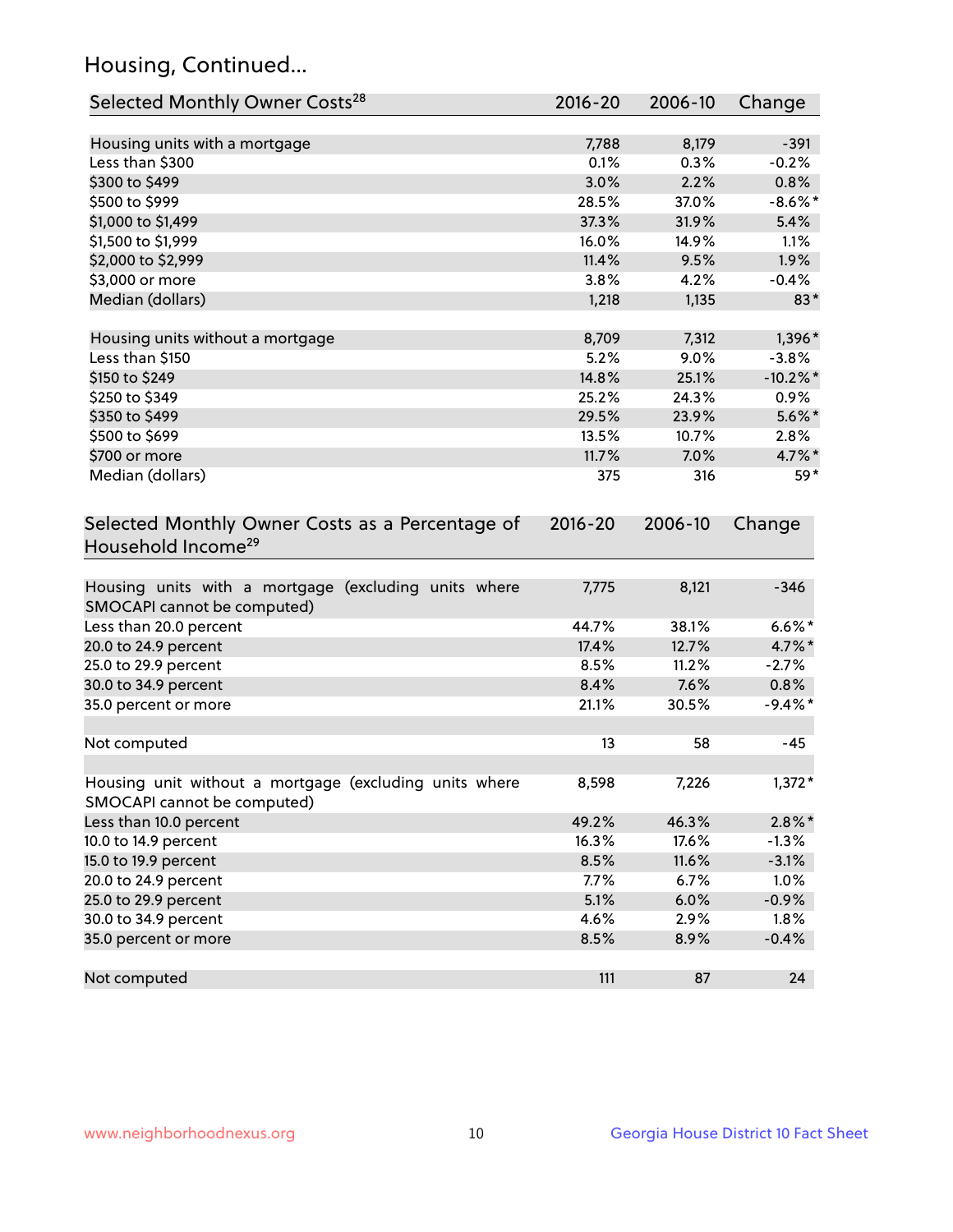## Housing, Continued...

| Selected Monthly Owner Costs[28] | 2016-20 | 2006-10 | Change |
|---|---|---|---|
| Housing units with a mortgage | 7,788 | 8,179 | -391 |
| Less than $300 | 0.1% | 0.3% | -0.2% |
| $300 to $499 | 3.0% | 2.2% | 0.8% |
| $500 to $999 | 28.5% | 37.0% | -8.6%* |
| $1,000 to $1,499 | 37.3% | 31.9% | 5.4% |
| $1,500 to $1,999 | 16.0% | 14.9% | 1.1% |
| $2,000 to $2,999 | 11.4% | 9.5% | 1.9% |
| $3,000 or more | 3.8% | 4.2% | -0.4% |
| Median (dollars) | 1,218 | 1,135 | 83* |
| | | | |
| Housing units without a mortgage | 8,709 | 7,312 | 1,396* |
| Less than $150 | 5.2% | 9.0% | -3.8% |
| $150 to $249 | 14.8% | 25.1% | -10.2%* |
| $250 to $349 | 25.2% | 24.3% | 0.9% |
| $350 to $499 | 29.5% | 23.9% | 5.6%* |
| $500 to $699 | 13.5% | 10.7% | 2.8% |
| $700 or more | 11.7% | 7.0% | 4.7%* |
| Median (dollars) | 375 | 316 | 59* |

| Selected Monthly Owner Costs as a Percentage of Household Income[29] | 2016-20 | 2006-10 | Change |
|---|---|---|---|
| Housing units with a mortgage (excluding units where SMOCAPI cannot be computed) | 7,775 | 8,121 | -346 |
| Less than 20.0 percent | 44.7% | 38.1% | 6.6%* |
| 20.0 to 24.9 percent | 17.4% | 12.7% | 4.7%* |
| 25.0 to 29.9 percent | 8.5% | 11.2% | -2.7% |
| 30.0 to 34.9 percent | 8.4% | 7.6% | 0.8% |
| 35.0 percent or more | 21.1% | 30.5% | -9.4%* |
| | | | |
| Not computed | 13 | 58 | -45 |
| | | | |
| Housing unit without a mortgage (excluding units where SMOCAPI cannot be computed) | 8,598 | 7,226 | 1,372* |
| Less than 10.0 percent | 49.2% | 46.3% | 2.8%* |
| 10.0 to 14.9 percent | 16.3% | 17.6% | -1.3% |
| 15.0 to 19.9 percent | 8.5% | 11.6% | -3.1% |
| 20.0 to 24.9 percent | 7.7% | 6.7% | 1.0% |
| 25.0 to 29.9 percent | 5.1% | 6.0% | -0.9% |
| 30.0 to 34.9 percent | 4.6% | 2.9% | 1.8% |
| 35.0 percent or more | 8.5% | 8.9% | -0.4% |
| | | | |
| Not computed | 111 | 87 | 24 |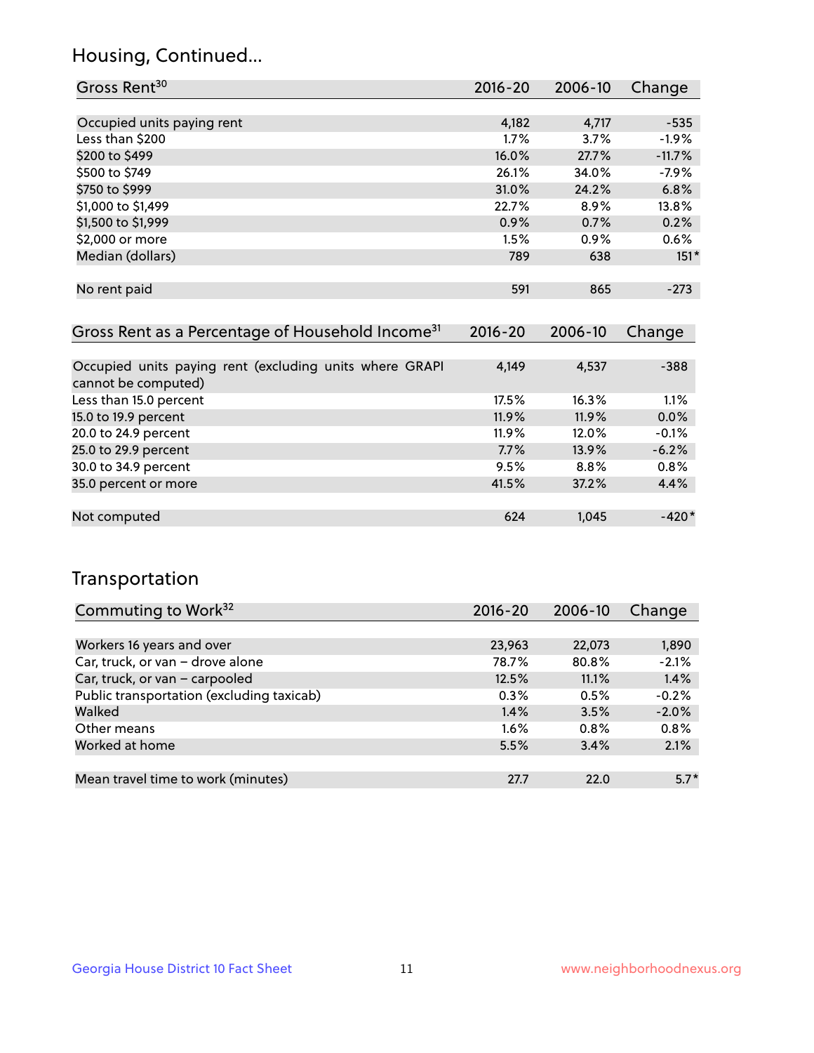## Housing, Continued...

| Gross Rent[30] | 2016-20 | 2006-10 | Change |
|---|---|---|---|
| Occupied units paying rent | 4,182 | 4,717 | -535 |
| Less than $200 | 1.7% | 3.7% | -1.9% |
| $200 to $499 | 16.0% | 27.7% | -11.7% |
| $500 to $749 | 26.1% | 34.0% | -7.9% |
| $750 to $999 | 31.0% | 24.2% | 6.8% |
| $1,000 to $1,499 | 22.7% | 8.9% | 13.8% |
| $1,500 to $1,999 | 0.9% | 0.7% | 0.2% |
| $2,000 or more | 1.5% | 0.9% | 0.6% |
| Median (dollars) | 789 | 638 | 151* |
| No rent paid | 591 | 865 | -273 |

| Gross Rent as a Percentage of Household Income[31] | 2016-20 | 2006-10 | Change |
|---|---|---|---|
| Occupied units paying rent (excluding units where GRAPI cannot be computed) | 4,149 | 4,537 | -388 |
| Less than 15.0 percent | 17.5% | 16.3% | 1.1% |
| 15.0 to 19.9 percent | 11.9% | 11.9% | 0.0% |
| 20.0 to 24.9 percent | 11.9% | 12.0% | -0.1% |
| 25.0 to 29.9 percent | 7.7% | 13.9% | -6.2% |
| 30.0 to 34.9 percent | 9.5% | 8.8% | 0.8% |
| 35.0 percent or more | 41.5% | 37.2% | 4.4% |
| Not computed | 624 | 1,045 | -420* |

## Transportation

| Commuting to Work[32] | 2016-20 | 2006-10 | Change |
|---|---|---|---|
| Workers 16 years and over | 23,963 | 22,073 | 1,890 |
| Car, truck, or van – drove alone | 78.7% | 80.8% | -2.1% |
| Car, truck, or van – carpooled | 12.5% | 11.1% | 1.4% |
| Public transportation (excluding taxicab) | 0.3% | 0.5% | -0.2% |
| Walked | 1.4% | 3.5% | -2.0% |
| Other means | 1.6% | 0.8% | 0.8% |
| Worked at home | 5.5% | 3.4% | 2.1% |
| Mean travel time to work (minutes) | 27.7 | 22.0 | 5.7* |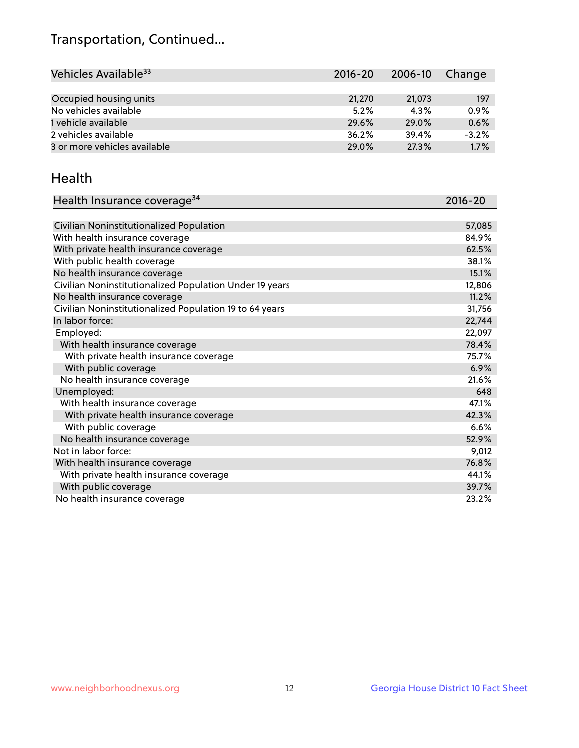# Transportation, Continued...

| Vehicles Available[33] | 2016-20 | 2006-10 | Change |
|---|---|---|---|
| Occupied housing units | 21,270 | 21,073 | 197 |
| No vehicles available | 5.2% | 4.3% | 0.9% |
| 1 vehicle available | 29.6% | 29.0% | 0.6% |
| 2 vehicles available | 36.2% | 39.4% | -3.2% |
| 3 or more vehicles available | 29.0% | 27.3% | 1.7% |

## Health

| Health Insurance coverage[34] | 2016-20 |
|---|---|
| Civilian Noninstitutionalized Population | 57,085 |
| With health insurance coverage | 84.9% |
| With private health insurance coverage | 62.5% |
| With public health coverage | 38.1% |
| No health insurance coverage | 15.1% |
| Civilian Noninstitutionalized Population Under 19 years | 12,806 |
| No health insurance coverage | 11.2% |
| Civilian Noninstitutionalized Population 19 to 64 years | 31,756 |
| In labor force: | 22,744 |
| Employed: | 22,097 |
| With health insurance coverage | 78.4% |
| With private health insurance coverage | 75.7% |
| With public coverage | 6.9% |
| No health insurance coverage | 21.6% |
| Unemployed: | 648 |
| With health insurance coverage | 47.1% |
| With private health insurance coverage | 42.3% |
| With public coverage | 6.6% |
| No health insurance coverage | 52.9% |
| Not in labor force: | 9,012 |
| With health insurance coverage | 76.8% |
| With private health insurance coverage | 44.1% |
| With public coverage | 39.7% |
| No health insurance coverage | 23.2% |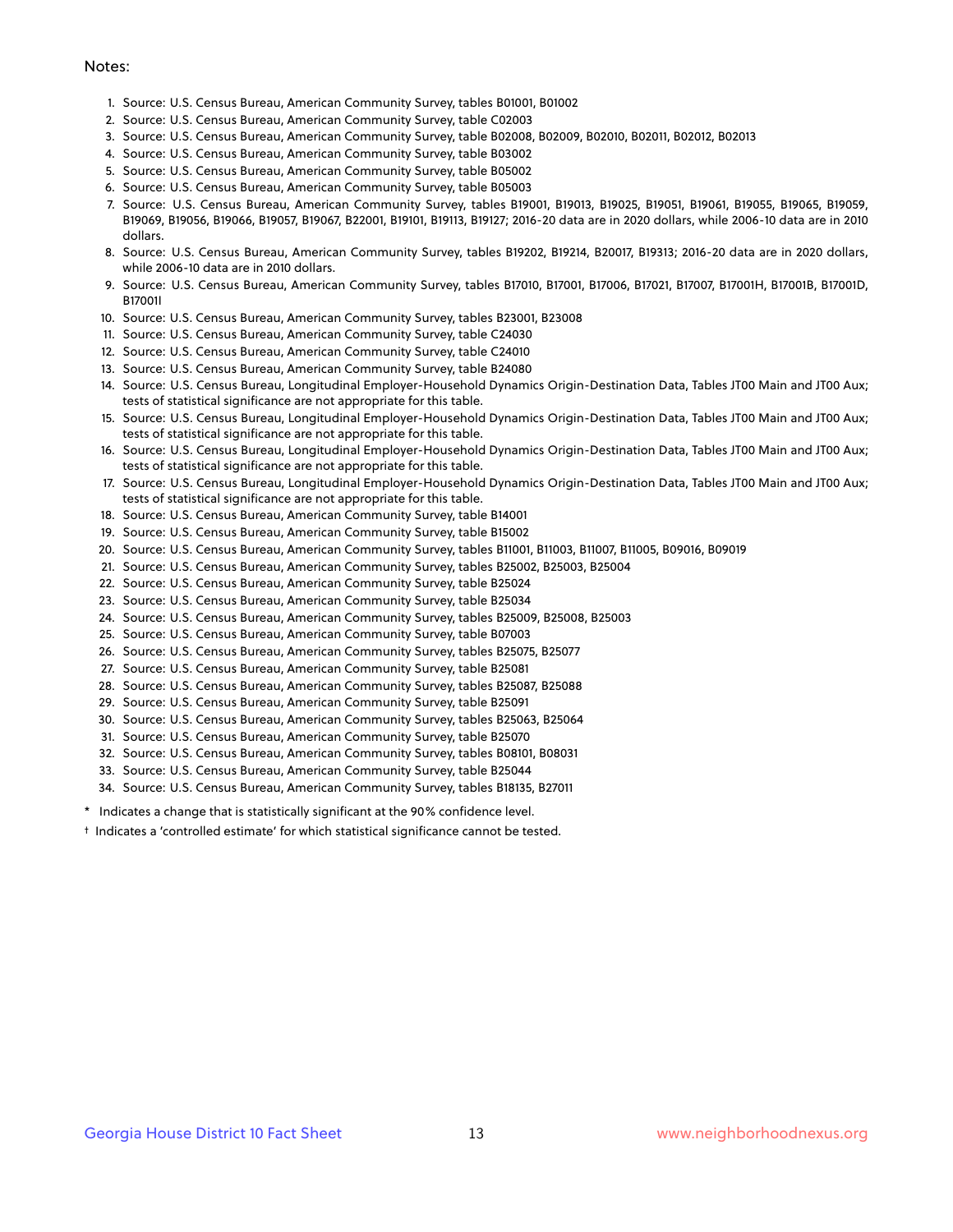Notes:

1. Source: U.S. Census Bureau, American Community Survey, tables B01001, B01002
2. Source: U.S. Census Bureau, American Community Survey, table C02003
3. Source: U.S. Census Bureau, American Community Survey, table B02008, B02009, B02010, B02011, B02012, B02013
4. Source: U.S. Census Bureau, American Community Survey, table B03002
5. Source: U.S. Census Bureau, American Community Survey, table B05002
6. Source: U.S. Census Bureau, American Community Survey, table B05003
7. Source: U.S. Census Bureau, American Community Survey, tables B19001, B19013, B19025, B19051, B19061, B19055, B19065, B19059, B19069, B19056, B19066, B19057, B19067, B22001, B19101, B19113, B19127; 2016-20 data are in 2020 dollars, while 2006-10 data are in 2010 dollars.
8. Source: U.S. Census Bureau, American Community Survey, tables B19202, B19214, B20017, B19313; 2016-20 data are in 2020 dollars, while 2006-10 data are in 2010 dollars.
9. Source: U.S. Census Bureau, American Community Survey, tables B17010, B17001, B17006, B17021, B17007, B17001H, B17001B, B17001D, B17001I
10. Source: U.S. Census Bureau, American Community Survey, tables B23001, B23008
11. Source: U.S. Census Bureau, American Community Survey, table C24030
12. Source: U.S. Census Bureau, American Community Survey, table C24010
13. Source: U.S. Census Bureau, American Community Survey, table B24080
14. Source: U.S. Census Bureau, Longitudinal Employer-Household Dynamics Origin-Destination Data, Tables JT00 Main and JT00 Aux; tests of statistical significance are not appropriate for this table.
15. Source: U.S. Census Bureau, Longitudinal Employer-Household Dynamics Origin-Destination Data, Tables JT00 Main and JT00 Aux; tests of statistical significance are not appropriate for this table.
16. Source: U.S. Census Bureau, Longitudinal Employer-Household Dynamics Origin-Destination Data, Tables JT00 Main and JT00 Aux; tests of statistical significance are not appropriate for this table.
17. Source: U.S. Census Bureau, Longitudinal Employer-Household Dynamics Origin-Destination Data, Tables JT00 Main and JT00 Aux; tests of statistical significance are not appropriate for this table.
18. Source: U.S. Census Bureau, American Community Survey, table B14001
19. Source: U.S. Census Bureau, American Community Survey, table B15002
20. Source: U.S. Census Bureau, American Community Survey, tables B11001, B11003, B11007, B11005, B09016, B09019
21. Source: U.S. Census Bureau, American Community Survey, tables B25002, B25003, B25004
22. Source: U.S. Census Bureau, American Community Survey, table B25024
23. Source: U.S. Census Bureau, American Community Survey, table B25034
24. Source: U.S. Census Bureau, American Community Survey, tables B25009, B25008, B25003
25. Source: U.S. Census Bureau, American Community Survey, table B07003
26. Source: U.S. Census Bureau, American Community Survey, tables B25075, B25077
27. Source: U.S. Census Bureau, American Community Survey, table B25081
28. Source: U.S. Census Bureau, American Community Survey, tables B25087, B25088
29. Source: U.S. Census Bureau, American Community Survey, table B25091
30. Source: U.S. Census Bureau, American Community Survey, tables B25063, B25064
31. Source: U.S. Census Bureau, American Community Survey, table B25070
32. Source: U.S. Census Bureau, American Community Survey, tables B08101, B08031
33. Source: U.S. Census Bureau, American Community Survey, table B25044
34. Source: U.S. Census Bureau, American Community Survey, tables B18135, B27011

\* Indicates a change that is statistically significant at the 90% confidence level.

† Indicates a 'controlled estimate' for which statistical significance cannot be tested.